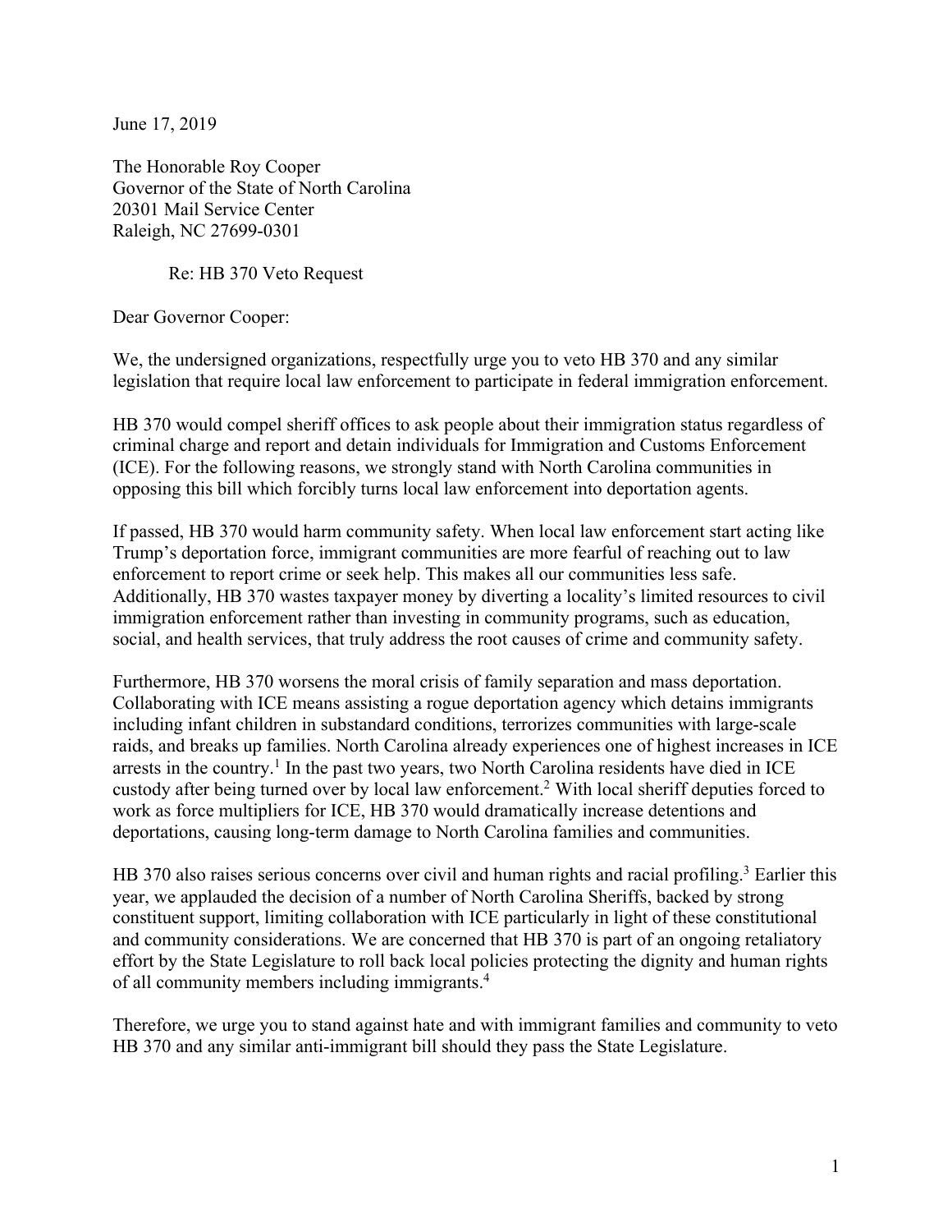June 17, 2019

The Honorable Roy Cooper
Governor of the State of North Carolina
20301 Mail Service Center
Raleigh, NC 27699-0301

Re: HB 370 Veto Request

Dear Governor Cooper:

We, the undersigned organizations, respectfully urge you to veto HB 370 and any similar legislation that require local law enforcement to participate in federal immigration enforcement.

HB 370 would compel sheriff offices to ask people about their immigration status regardless of criminal charge and report and detain individuals for Immigration and Customs Enforcement (ICE). For the following reasons, we strongly stand with North Carolina communities in opposing this bill which forcibly turns local law enforcement into deportation agents.

If passed, HB 370 would harm community safety. When local law enforcement start acting like Trump's deportation force, immigrant communities are more fearful of reaching out to law enforcement to report crime or seek help. This makes all our communities less safe. Additionally, HB 370 wastes taxpayer money by diverting a locality's limited resources to civil immigration enforcement rather than investing in community programs, such as education, social, and health services, that truly address the root causes of crime and community safety.

Furthermore, HB 370 worsens the moral crisis of family separation and mass deportation. Collaborating with ICE means assisting a rogue deportation agency which detains immigrants including infant children in substandard conditions, terrorizes communities with large-scale raids, and breaks up families. North Carolina already experiences one of highest increases in ICE arrests in the country.[1] In the past two years, two North Carolina residents have died in ICE custody after being turned over by local law enforcement.[2] With local sheriff deputies forced to work as force multipliers for ICE, HB 370 would dramatically increase detentions and deportations, causing long-term damage to North Carolina families and communities.

HB 370 also raises serious concerns over civil and human rights and racial profiling.[3] Earlier this year, we applauded the decision of a number of North Carolina Sheriffs, backed by strong constituent support, limiting collaboration with ICE particularly in light of these constitutional and community considerations. We are concerned that HB 370 is part of an ongoing retaliatory effort by the State Legislature to roll back local policies protecting the dignity and human rights of all community members including immigrants.[4]

Therefore, we urge you to stand against hate and with immigrant families and community to veto HB 370 and any similar anti-immigrant bill should they pass the State Legislature.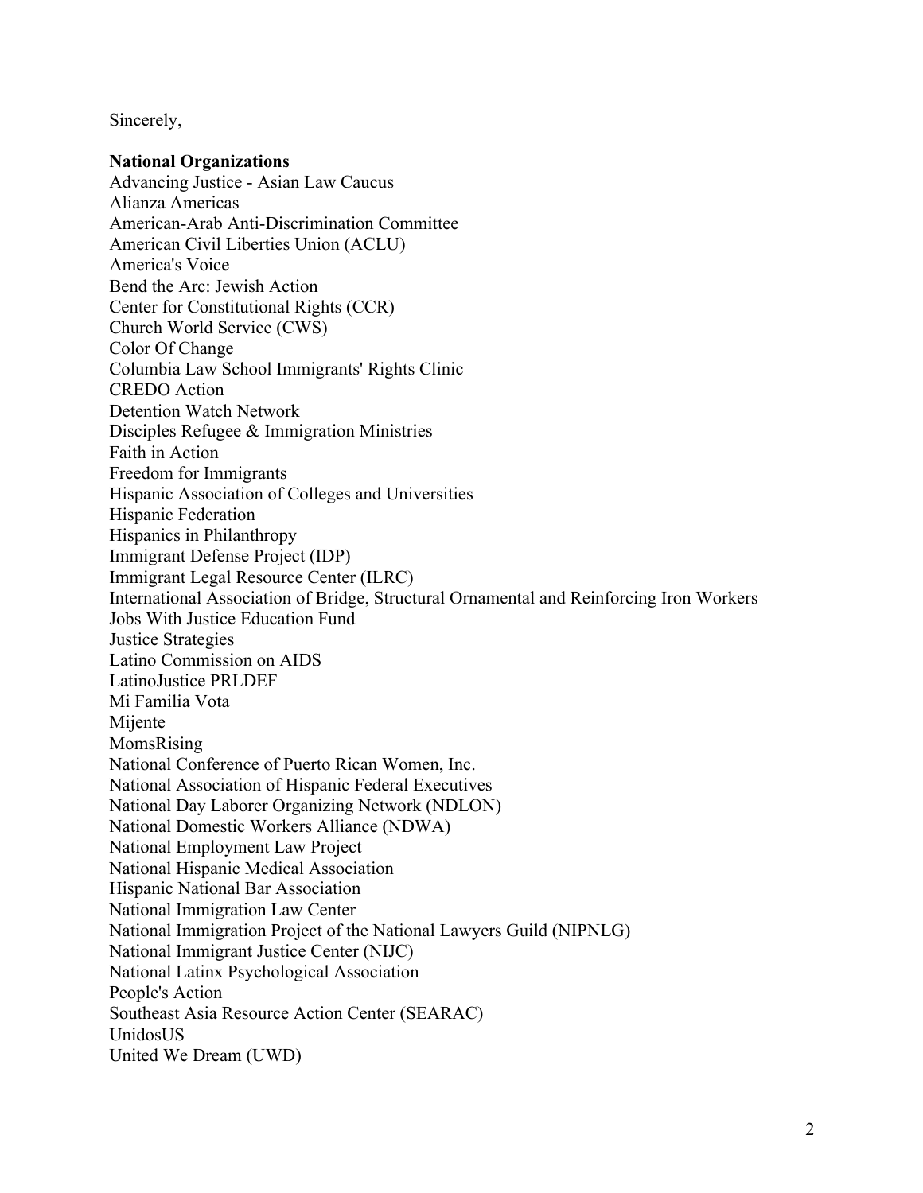Sincerely,

**National Organizations**

Advancing Justice - Asian Law Caucus
Alianza Americas
American-Arab Anti-Discrimination Committee
American Civil Liberties Union (ACLU)
America's Voice
Bend the Arc: Jewish Action
Center for Constitutional Rights (CCR)
Church World Service (CWS)
Color Of Change
Columbia Law School Immigrants' Rights Clinic
CREDO Action
Detention Watch Network
Disciples Refugee & Immigration Ministries
Faith in Action
Freedom for Immigrants
Hispanic Association of Colleges and Universities
Hispanic Federation
Hispanics in Philanthropy
Immigrant Defense Project (IDP)
Immigrant Legal Resource Center (ILRC)
International Association of Bridge, Structural Ornamental and Reinforcing Iron Workers
Jobs With Justice Education Fund
Justice Strategies
Latino Commission on AIDS
LatinoJustice PRLDEF
Mi Familia Vota
Mijente
MomsRising
National Conference of Puerto Rican Women, Inc.
National Association of Hispanic Federal Executives
National Day Laborer Organizing Network (NDLON)
National Domestic Workers Alliance (NDWA)
National Employment Law Project
National Hispanic Medical Association
Hispanic National Bar Association
National Immigration Law Center
National Immigration Project of the National Lawyers Guild (NIPNLG)
National Immigrant Justice Center (NIJC)
National Latinx Psychological Association
People's Action
Southeast Asia Resource Action Center (SEARAC)
UnidosUS
United We Dream (UWD)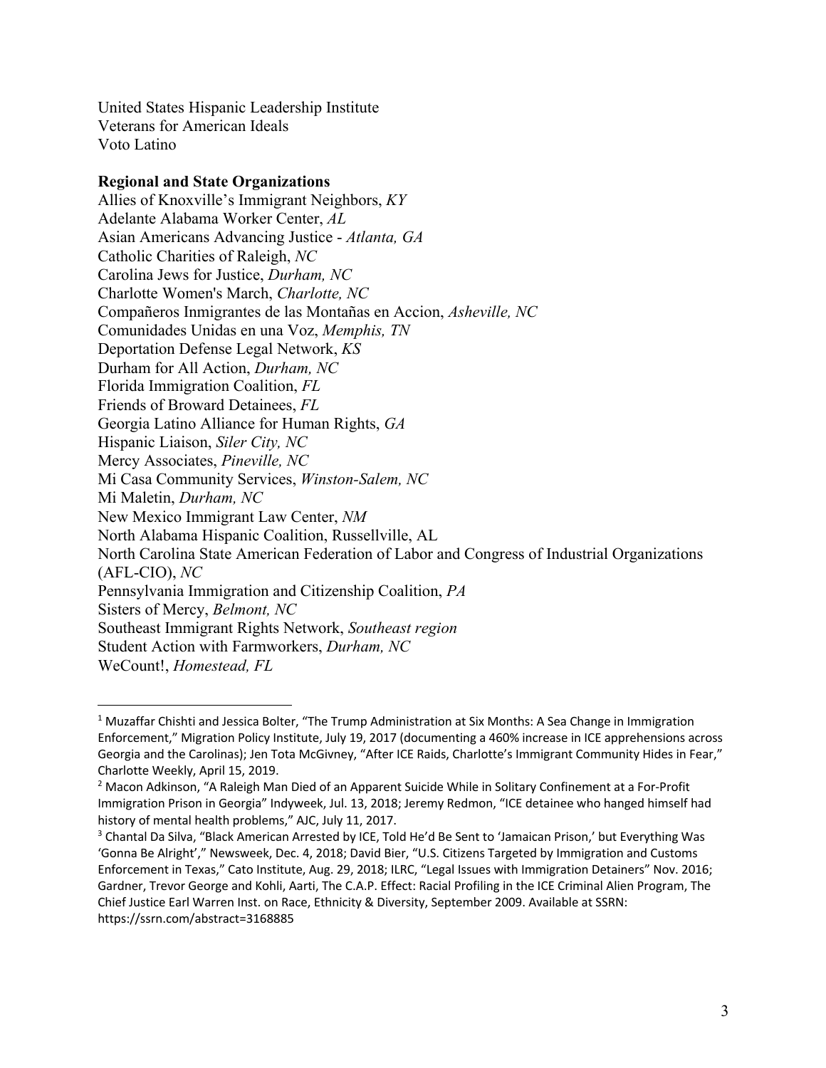United States Hispanic Leadership Institute
Veterans for American Ideals
Voto Latino

**Regional and State Organizations**
Allies of Knoxville's Immigrant Neighbors, *KY*
Adelante Alabama Worker Center, *AL*
Asian Americans Advancing Justice - *Atlanta, GA*
Catholic Charities of Raleigh, *NC*
Carolina Jews for Justice, *Durham, NC*
Charlotte Women's March, *Charlotte, NC*
Compañeros Inmigrantes de las Montañas en Accion, *Asheville, NC*
Comunidades Unidas en una Voz, *Memphis, TN*
Deportation Defense Legal Network, *KS*
Durham for All Action, *Durham, NC*
Florida Immigration Coalition, *FL*
Friends of Broward Detainees, *FL*
Georgia Latino Alliance for Human Rights, *GA*
Hispanic Liaison, *Siler City, NC*
Mercy Associates, *Pineville, NC*
Mi Casa Community Services, *Winston-Salem, NC*
Mi Maletin, *Durham, NC*
New Mexico Immigrant Law Center, *NM*
North Alabama Hispanic Coalition, Russellville, AL
North Carolina State American Federation of Labor and Congress of Industrial Organizations (AFL-CIO), *NC*
Pennsylvania Immigration and Citizenship Coalition, *PA*
Sisters of Mercy, *Belmont, NC*
Southeast Immigrant Rights Network, *Southeast region*
Student Action with Farmworkers, *Durham, NC*
WeCount!, *Homestead, FL*

---

[1] Muzaffar Chishti and Jessica Bolter, "The Trump Administration at Six Months: A Sea Change in Immigration Enforcement," Migration Policy Institute, July 19, 2017 (documenting a 460% increase in ICE apprehensions across Georgia and the Carolinas); Jen Tota McGivney, "After ICE Raids, Charlotte's Immigrant Community Hides in Fear," Charlotte Weekly, April 15, 2019.

[2] Macon Adkinson, "A Raleigh Man Died of an Apparent Suicide While in Solitary Confinement at a For-Profit Immigration Prison in Georgia" Indyweek, Jul. 13, 2018; Jeremy Redmon, "ICE detainee who hanged himself had history of mental health problems," AJC, July 11, 2017.

[3] Chantal Da Silva, "Black American Arrested by ICE, Told He'd Be Sent to 'Jamaican Prison,' but Everything Was 'Gonna Be Alright'," Newsweek, Dec. 4, 2018; David Bier, "U.S. Citizens Targeted by Immigration and Customs Enforcement in Texas," Cato Institute, Aug. 29, 2018; ILRC, "Legal Issues with Immigration Detainers" Nov. 2016; Gardner, Trevor George and Kohli, Aarti, The C.A.P. Effect: Racial Profiling in the ICE Criminal Alien Program, The Chief Justice Earl Warren Inst. on Race, Ethnicity & Diversity, September 2009. Available at SSRN: https://ssrn.com/abstract=3168885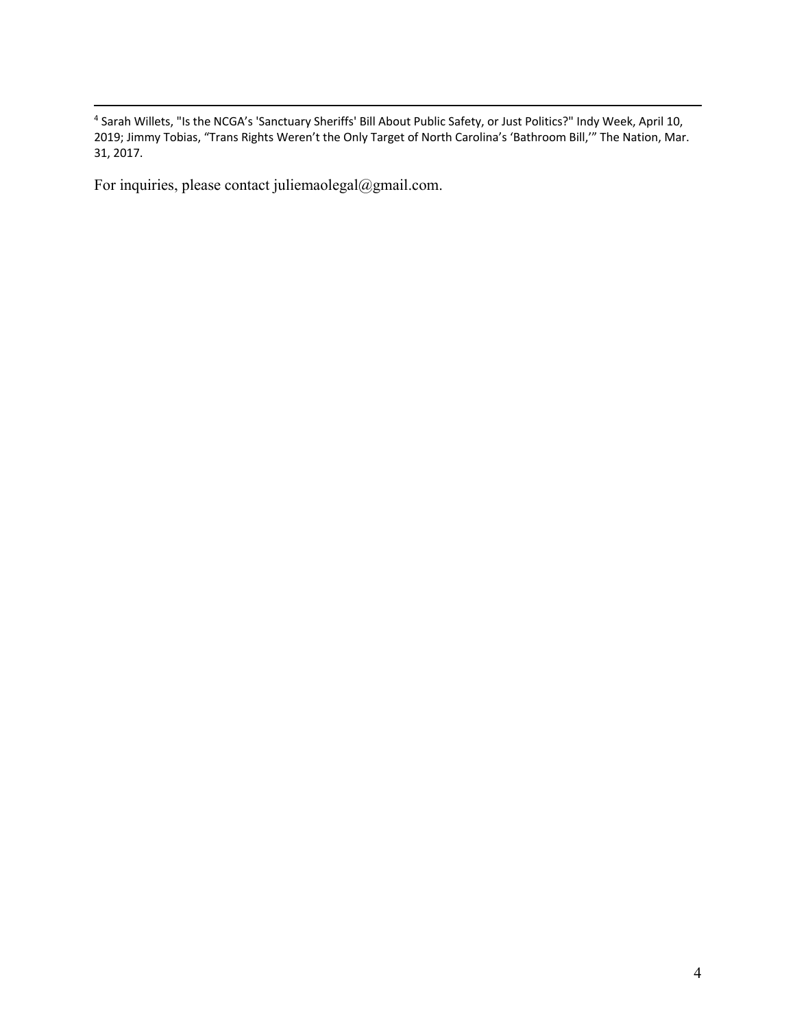[4] Sarah Willets, "Is the NCGA's 'Sanctuary Sheriffs' Bill About Public Safety, or Just Politics?" Indy Week, April 10, 2019; Jimmy Tobias, "Trans Rights Weren't the Only Target of North Carolina's 'Bathroom Bill,'" The Nation, Mar. 31, 2017.

For inquiries, please contact juliemaolegal@gmail.com.